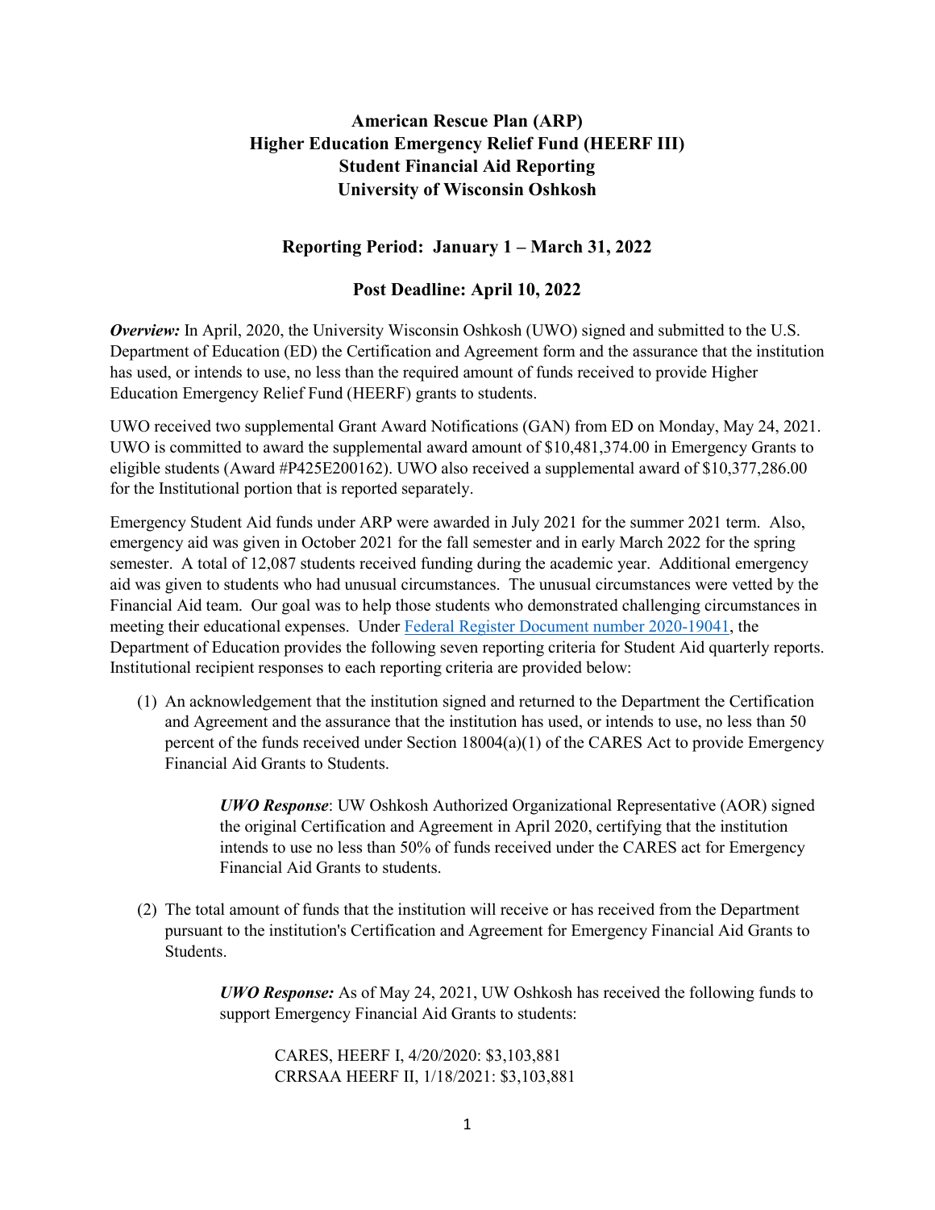# American Rescue Plan (ARP)
# Higher Education Emergency Relief Fund (HEERF III)
# Student Financial Aid Reporting
# University of Wisconsin Oshkosh

## Reporting Period: January 1 – March 31, 2022

## Post Deadline: April 10, 2022

***Overview:*** In April, 2020, the University Wisconsin Oshkosh (UWO) signed and submitted to the U.S. Department of Education (ED) the Certification and Agreement form and the assurance that the institution has used, or intends to use, no less than the required amount of funds received to provide Higher Education Emergency Relief Fund (HEERF) grants to students.

UWO received two supplemental Grant Award Notifications (GAN) from ED on Monday, May 24, 2021. UWO is committed to award the supplemental award amount of $10,481,374.00 in Emergency Grants to eligible students (Award #P425E200162). UWO also received a supplemental award of $10,377,286.00 for the Institutional portion that is reported separately.

Emergency Student Aid funds under ARP were awarded in July 2021 for the summer 2021 term. Also, emergency aid was given in October 2021 for the fall semester and in early March 2022 for the spring semester. A total of 12,087 students received funding during the academic year. Additional emergency aid was given to students who had unusual circumstances. The unusual circumstances were vetted by the Financial Aid team. Our goal was to help those students who demonstrated challenging circumstances in meeting their educational expenses. Under Federal Register Document number 2020-19041, the Department of Education provides the following seven reporting criteria for Student Aid quarterly reports. Institutional recipient responses to each reporting criteria are provided below:

(1) An acknowledgement that the institution signed and returned to the Department the Certification and Agreement and the assurance that the institution has used, or intends to use, no less than 50 percent of the funds received under Section 18004(a)(1) of the CARES Act to provide Emergency Financial Aid Grants to Students.

> ***UWO Response***: UW Oshkosh Authorized Organizational Representative (AOR) signed the original Certification and Agreement in April 2020, certifying that the institution intends to use no less than 50% of funds received under the CARES act for Emergency Financial Aid Grants to students.

(2) The total amount of funds that the institution will receive or has received from the Department pursuant to the institution's Certification and Agreement for Emergency Financial Aid Grants to Students.

> ***UWO Response:*** As of May 24, 2021, UW Oshkosh has received the following funds to support Emergency Financial Aid Grants to students:
>
> CARES, HEERF I, 4/20/2020: $3,103,881
> CRRSAA HEERF II, 1/18/2021: $3,103,881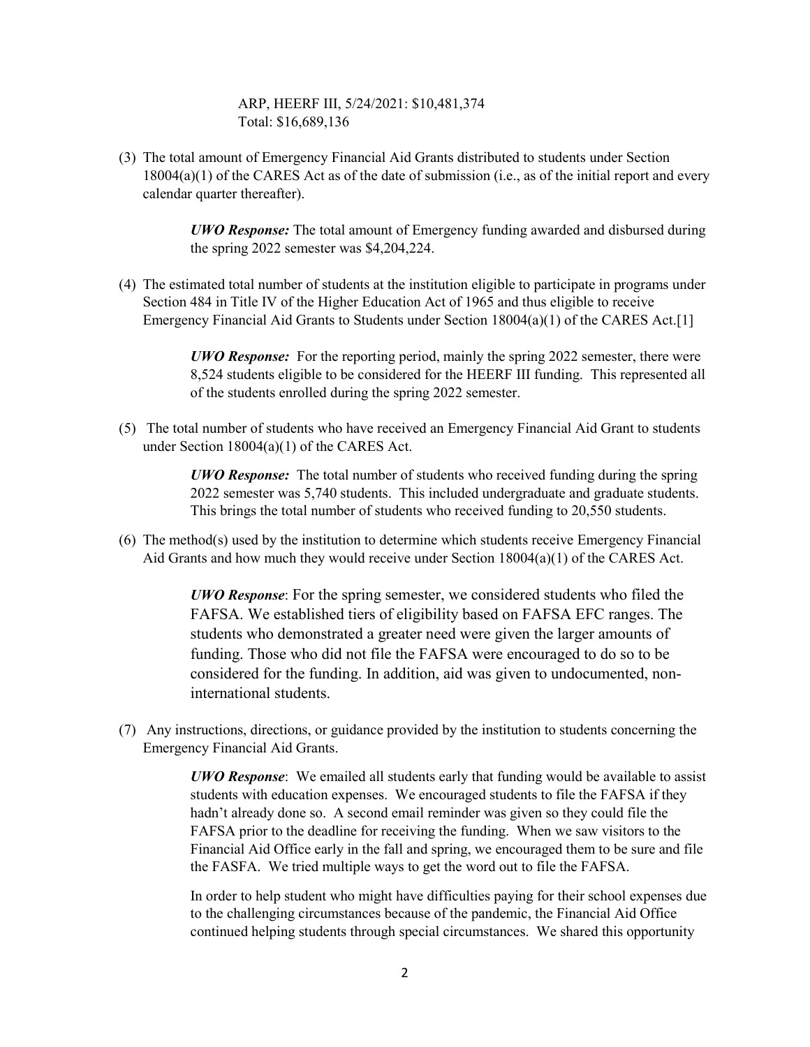ARP, HEERF III, 5/24/2021: $10,481,374
Total: $16,689,136

(3) The total amount of Emergency Financial Aid Grants distributed to students under Section 18004(a)(1) of the CARES Act as of the date of submission (i.e., as of the initial report and every calendar quarter thereafter).

> ***UWO Response:*** The total amount of Emergency funding awarded and disbursed during the spring 2022 semester was $4,204,224.

(4) The estimated total number of students at the institution eligible to participate in programs under Section 484 in Title IV of the Higher Education Act of 1965 and thus eligible to receive Emergency Financial Aid Grants to Students under Section 18004(a)(1) of the CARES Act.[1]

> ***UWO Response:*** For the reporting period, mainly the spring 2022 semester, there were 8,524 students eligible to be considered for the HEERF III funding. This represented all of the students enrolled during the spring 2022 semester.

(5) The total number of students who have received an Emergency Financial Aid Grant to students under Section 18004(a)(1) of the CARES Act.

> ***UWO Response:*** The total number of students who received funding during the spring 2022 semester was 5,740 students. This included undergraduate and graduate students. This brings the total number of students who received funding to 20,550 students.

(6) The method(s) used by the institution to determine which students receive Emergency Financial Aid Grants and how much they would receive under Section 18004(a)(1) of the CARES Act.

> ***UWO Response***: For the spring semester, we considered students who filed the FAFSA. We established tiers of eligibility based on FAFSA EFC ranges. The students who demonstrated a greater need were given the larger amounts of funding. Those who did not file the FAFSA were encouraged to do so to be considered for the funding. In addition, aid was given to undocumented, non-international students.

(7) Any instructions, directions, or guidance provided by the institution to students concerning the Emergency Financial Aid Grants.

> ***UWO Response***: We emailed all students early that funding would be available to assist students with education expenses. We encouraged students to file the FAFSA if they hadn't already done so. A second email reminder was given so they could file the FAFSA prior to the deadline for receiving the funding. When we saw visitors to the Financial Aid Office early in the fall and spring, we encouraged them to be sure and file the FASFA. We tried multiple ways to get the word out to file the FAFSA.
>
> In order to help student who might have difficulties paying for their school expenses due to the challenging circumstances because of the pandemic, the Financial Aid Office continued helping students through special circumstances. We shared this opportunity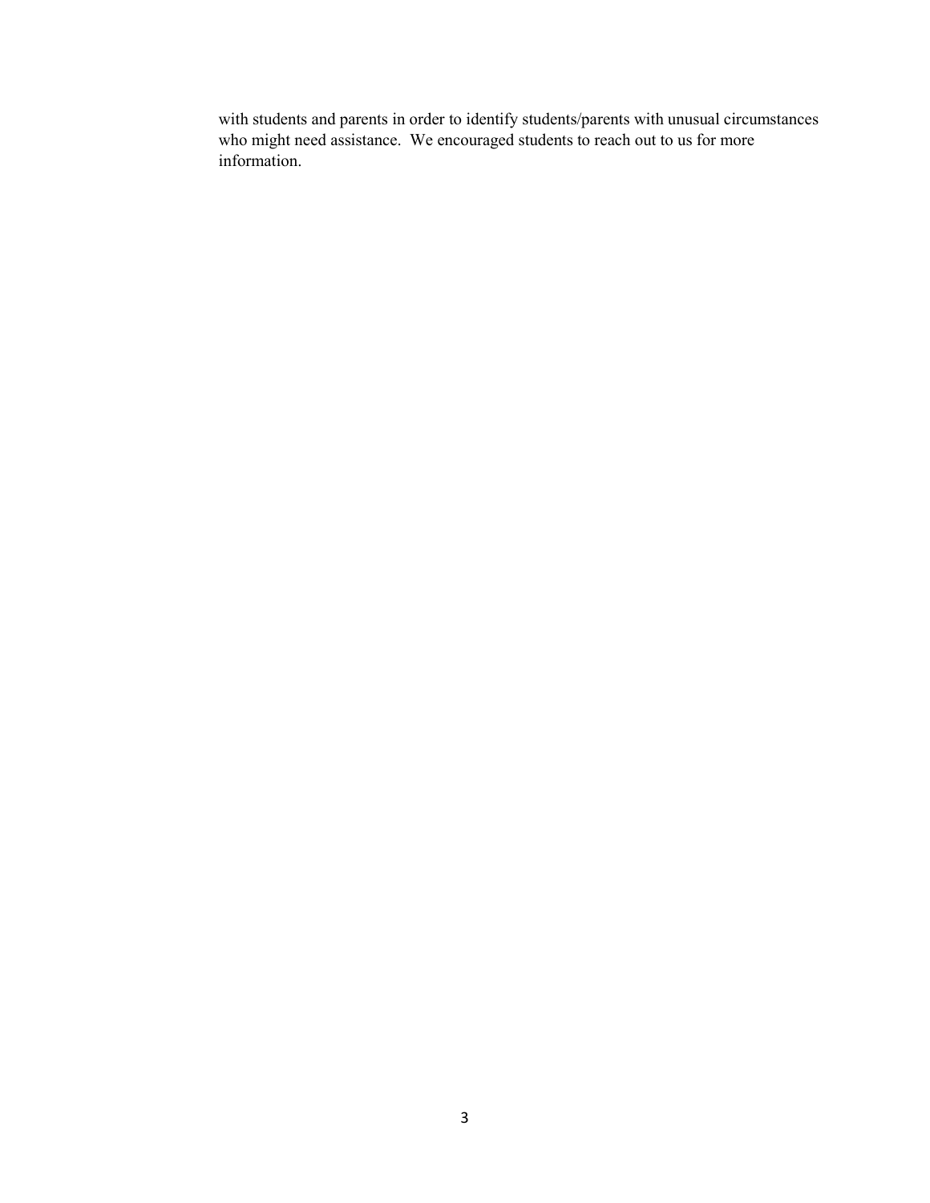with students and parents in order to identify students/parents with unusual circumstances who might need assistance. We encouraged students to reach out to us for more information.